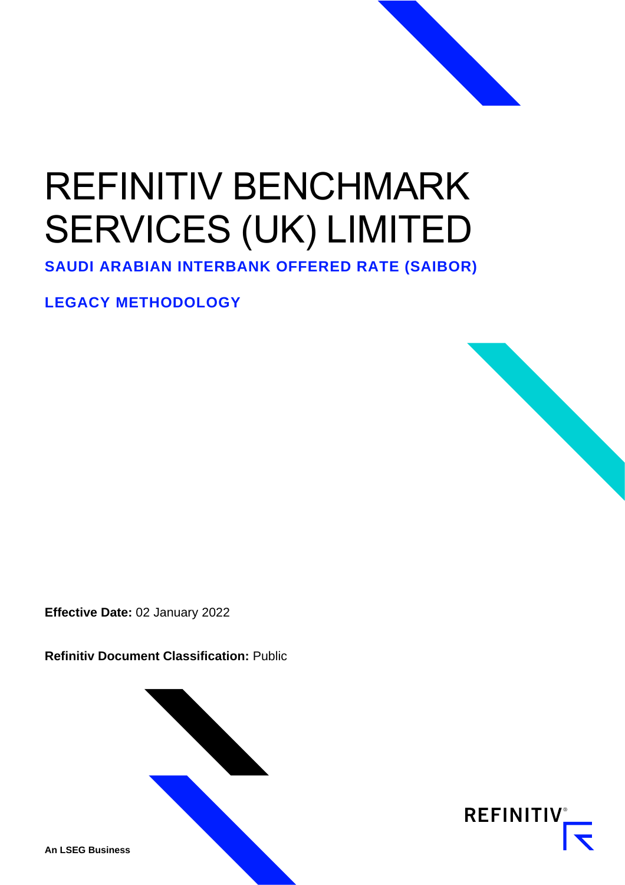# REFINITIV BENCHMARK SERVICES (UK) LIMITED

## SAUDI ARABIAN INTERBANK OFFERED RATE (SAIBOR)

## LEGACY METHODOLOGY

**Effective Date:** 02 January 2022

**Refinitiv Document Classification:** Public

**An LSEG Business**

REFINITIV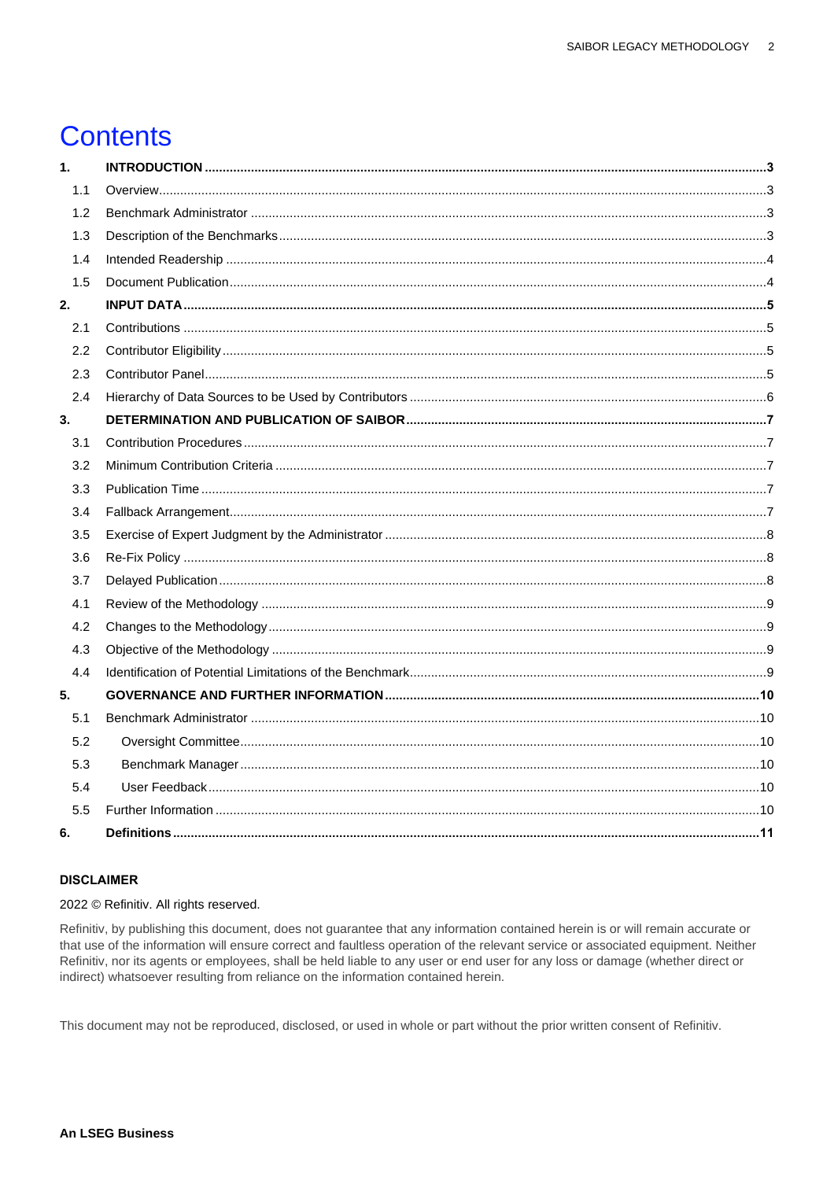# Contents

| | | |
|---|---|---|
| **1.** | **INTRODUCTION** | **3** |
| 1.1 | Overview | 3 |
| 1.2 | Benchmark Administrator | 3 |
| 1.3 | Description of the Benchmarks | 3 |
| 1.4 | Intended Readership | 4 |
| 1.5 | Document Publication | 4 |
| **2.** | **INPUT DATA** | **5** |
| 2.1 | Contributions | 5 |
| 2.2 | Contributor Eligibility | 5 |
| 2.3 | Contributor Panel | 5 |
| 2.4 | Hierarchy of Data Sources to be Used by Contributors | 6 |
| **3.** | **DETERMINATION AND PUBLICATION OF SAIBOR** | **7** |
| 3.1 | Contribution Procedures | 7 |
| 3.2 | Minimum Contribution Criteria | 7 |
| 3.3 | Publication Time | 7 |
| 3.4 | Fallback Arrangement | 7 |
| 3.5 | Exercise of Expert Judgment by the Administrator | 8 |
| 3.6 | Re-Fix Policy | 8 |
| 3.7 | Delayed Publication | 8 |
| 4.1 | Review of the Methodology | 9 |
| 4.2 | Changes to the Methodology | 9 |
| 4.3 | Objective of the Methodology | 9 |
| 4.4 | Identification of Potential Limitations of the Benchmark | 9 |
| **5.** | **GOVERNANCE AND FURTHER INFORMATION** | **10** |
| 5.1 | Benchmark Administrator | 10 |
| 5.2 | Oversight Committee | 10 |
| 5.3 | Benchmark Manager | 10 |
| 5.4 | User Feedback | 10 |
| 5.5 | Further Information | 10 |
| **6.** | **Definitions** | **11** |

**DISCLAIMER**

2022 © Refinitiv. All rights reserved.

Refinitiv, by publishing this document, does not guarantee that any information contained herein is or will remain accurate or that use of the information will ensure correct and faultless operation of the relevant service or associated equipment. Neither Refinitiv, nor its agents or employees, shall be held liable to any user or end user for any loss or damage (whether direct or indirect) whatsoever resulting from reliance on the information contained herein.

This document may not be reproduced, disclosed, or used in whole or part without the prior written consent of Refinitiv.

**An LSEG Business**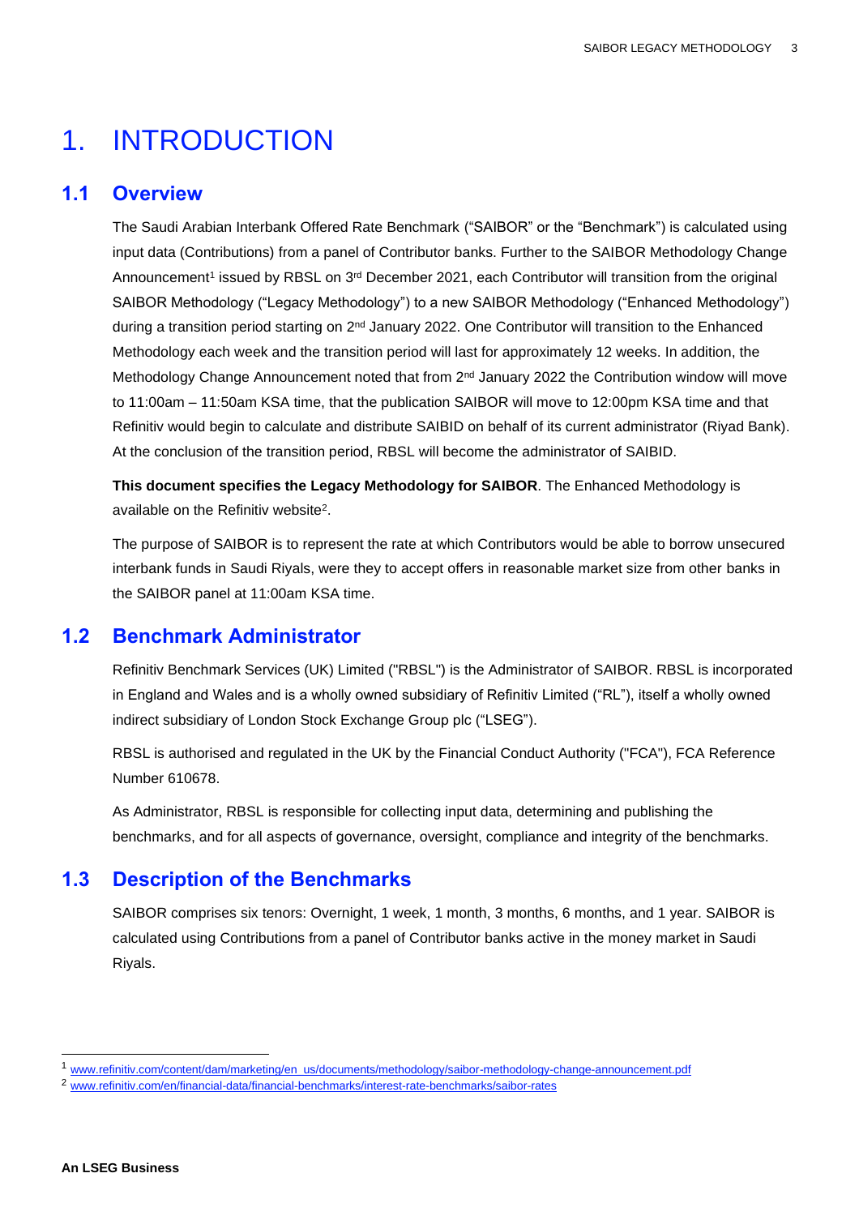# 1. INTRODUCTION

## 1.1 Overview

The Saudi Arabian Interbank Offered Rate Benchmark ("SAIBOR" or the "Benchmark") is calculated using input data (Contributions) from a panel of Contributor banks. Further to the SAIBOR Methodology Change Announcement[1] issued by RBSL on 3rd December 2021, each Contributor will transition from the original SAIBOR Methodology ("Legacy Methodology") to a new SAIBOR Methodology ("Enhanced Methodology") during a transition period starting on 2nd January 2022. One Contributor will transition to the Enhanced Methodology each week and the transition period will last for approximately 12 weeks. In addition, the Methodology Change Announcement noted that from 2nd January 2022 the Contribution window will move to 11:00am – 11:50am KSA time, that the publication SAIBOR will move to 12:00pm KSA time and that Refinitiv would begin to calculate and distribute SAIBID on behalf of its current administrator (Riyad Bank). At the conclusion of the transition period, RBSL will become the administrator of SAIBID.

**This document specifies the Legacy Methodology for SAIBOR**. The Enhanced Methodology is available on the Refinitiv website[2].

The purpose of SAIBOR is to represent the rate at which Contributors would be able to borrow unsecured interbank funds in Saudi Riyals, were they to accept offers in reasonable market size from other banks in the SAIBOR panel at 11:00am KSA time.

## 1.2 Benchmark Administrator

Refinitiv Benchmark Services (UK) Limited ("RBSL") is the Administrator of SAIBOR. RBSL is incorporated in England and Wales and is a wholly owned subsidiary of Refinitiv Limited ("RL"), itself a wholly owned indirect subsidiary of London Stock Exchange Group plc ("LSEG").

RBSL is authorised and regulated in the UK by the Financial Conduct Authority ("FCA"), FCA Reference Number 610678.

As Administrator, RBSL is responsible for collecting input data, determining and publishing the benchmarks, and for all aspects of governance, oversight, compliance and integrity of the benchmarks.

## 1.3 Description of the Benchmarks

SAIBOR comprises six tenors: Overnight, 1 week, 1 month, 3 months, 6 months, and 1 year. SAIBOR is calculated using Contributions from a panel of Contributor banks active in the money market in Saudi Riyals.

---

[1] www.refinitiv.com/content/dam/marketing/en_us/documents/methodology/saibor-methodology-change-announcement.pdf

[2] www.refinitiv.com/en/financial-data/financial-benchmarks/interest-rate-benchmarks/saibor-rates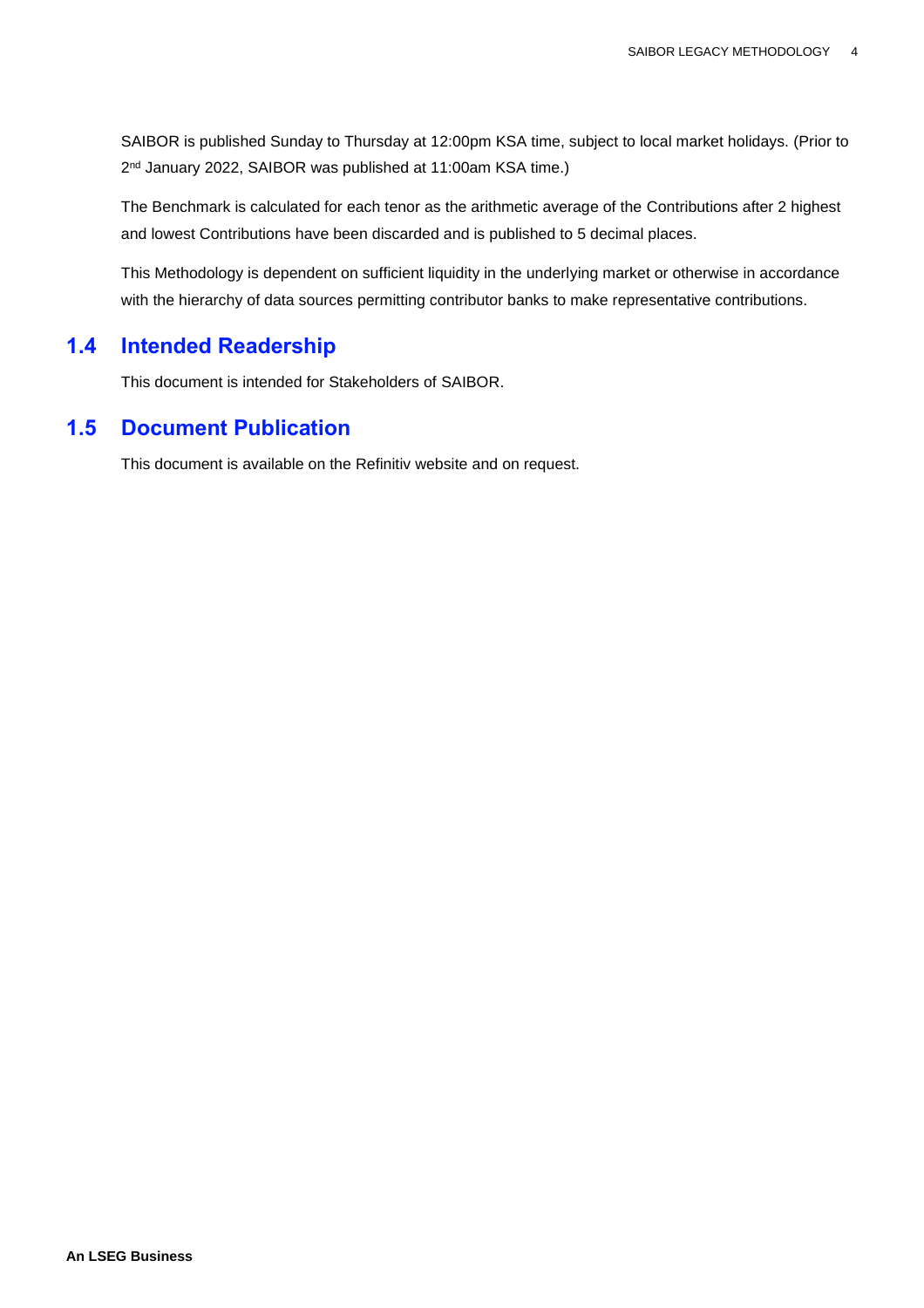SAIBOR is published Sunday to Thursday at 12:00pm KSA time, subject to local market holidays. (Prior to 2nd January 2022, SAIBOR was published at 11:00am KSA time.)

The Benchmark is calculated for each tenor as the arithmetic average of the Contributions after 2 highest and lowest Contributions have been discarded and is published to 5 decimal places.

This Methodology is dependent on sufficient liquidity in the underlying market or otherwise in accordance with the hierarchy of data sources permitting contributor banks to make representative contributions.

## 1.4 Intended Readership

This document is intended for Stakeholders of SAIBOR.

## 1.5 Document Publication

This document is available on the Refinitiv website and on request.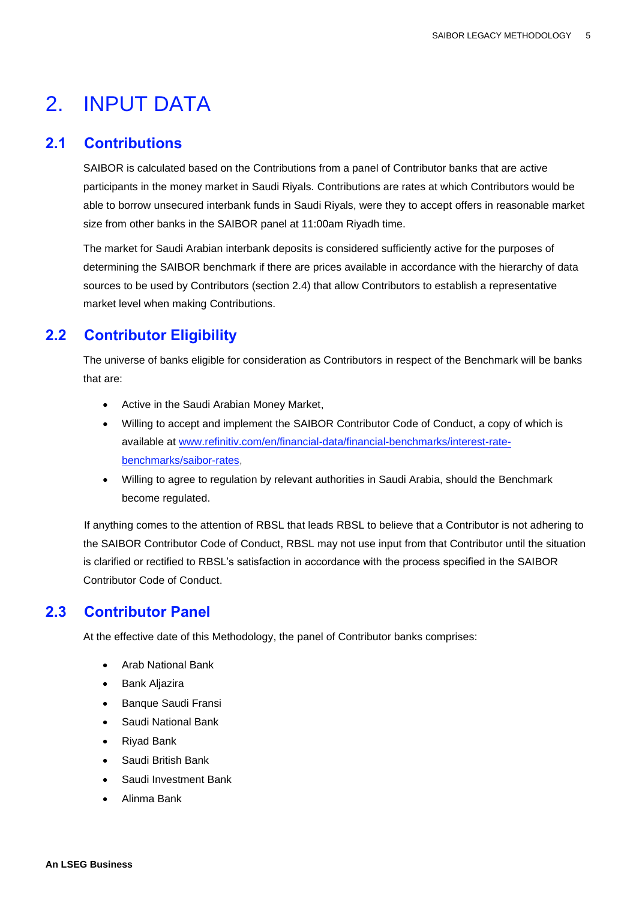# 2. INPUT DATA

## 2.1 Contributions

SAIBOR is calculated based on the Contributions from a panel of Contributor banks that are active participants in the money market in Saudi Riyals. Contributions are rates at which Contributors would be able to borrow unsecured interbank funds in Saudi Riyals, were they to accept offers in reasonable market size from other banks in the SAIBOR panel at 11:00am Riyadh time.

The market for Saudi Arabian interbank deposits is considered sufficiently active for the purposes of determining the SAIBOR benchmark if there are prices available in accordance with the hierarchy of data sources to be used by Contributors (section 2.4) that allow Contributors to establish a representative market level when making Contributions.

## 2.2 Contributor Eligibility

The universe of banks eligible for consideration as Contributors in respect of the Benchmark will be banks that are:

- Active in the Saudi Arabian Money Market,
- Willing to accept and implement the SAIBOR Contributor Code of Conduct, a copy of which is available at [www.refinitiv.com/en/financial-data/financial-benchmarks/interest-rate-benchmarks/saibor-rates](www.refinitiv.com/en/financial-data/financial-benchmarks/interest-rate-benchmarks/saibor-rates),
- Willing to agree to regulation by relevant authorities in Saudi Arabia, should the Benchmark become regulated.

If anything comes to the attention of RBSL that leads RBSL to believe that a Contributor is not adhering to the SAIBOR Contributor Code of Conduct, RBSL may not use input from that Contributor until the situation is clarified or rectified to RBSL's satisfaction in accordance with the process specified in the SAIBOR Contributor Code of Conduct.

## 2.3 Contributor Panel

At the effective date of this Methodology, the panel of Contributor banks comprises:

- Arab National Bank
- Bank Aljazira
- Banque Saudi Fransi
- Saudi National Bank
- Riyad Bank
- Saudi British Bank
- Saudi Investment Bank
- Alinma Bank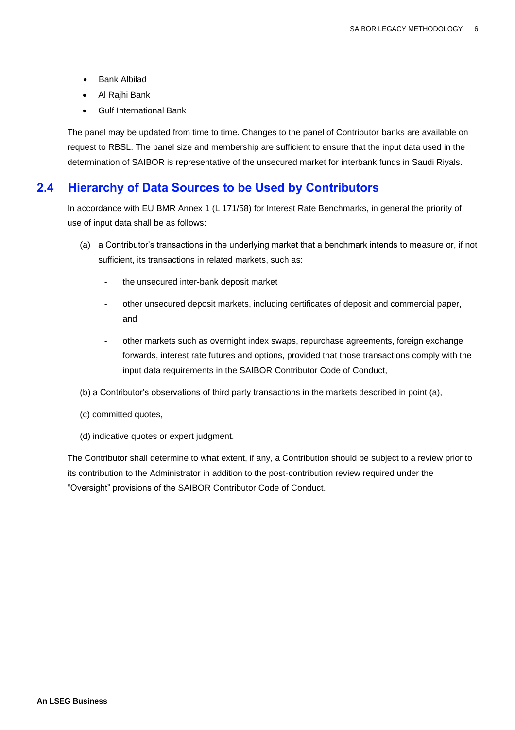- Bank Albilad
- Al Rajhi Bank
- Gulf International Bank

The panel may be updated from time to time. Changes to the panel of Contributor banks are available on request to RBSL. The panel size and membership are sufficient to ensure that the input data used in the determination of SAIBOR is representative of the unsecured market for interbank funds in Saudi Riyals.

## 2.4 Hierarchy of Data Sources to be Used by Contributors

In accordance with EU BMR Annex 1 (L 171/58) for Interest Rate Benchmarks, in general the priority of use of input data shall be as follows:

(a) a Contributor's transactions in the underlying market that a benchmark intends to measure or, if not sufficient, its transactions in related markets, such as:

- the unsecured inter-bank deposit market
- other unsecured deposit markets, including certificates of deposit and commercial paper, and
- other markets such as overnight index swaps, repurchase agreements, foreign exchange forwards, interest rate futures and options, provided that those transactions comply with the input data requirements in the SAIBOR Contributor Code of Conduct,

(b) a Contributor's observations of third party transactions in the markets described in point (a),

(c) committed quotes,

(d) indicative quotes or expert judgment.

The Contributor shall determine to what extent, if any, a Contribution should be subject to a review prior to its contribution to the Administrator in addition to the post-contribution review required under the "Oversight" provisions of the SAIBOR Contributor Code of Conduct.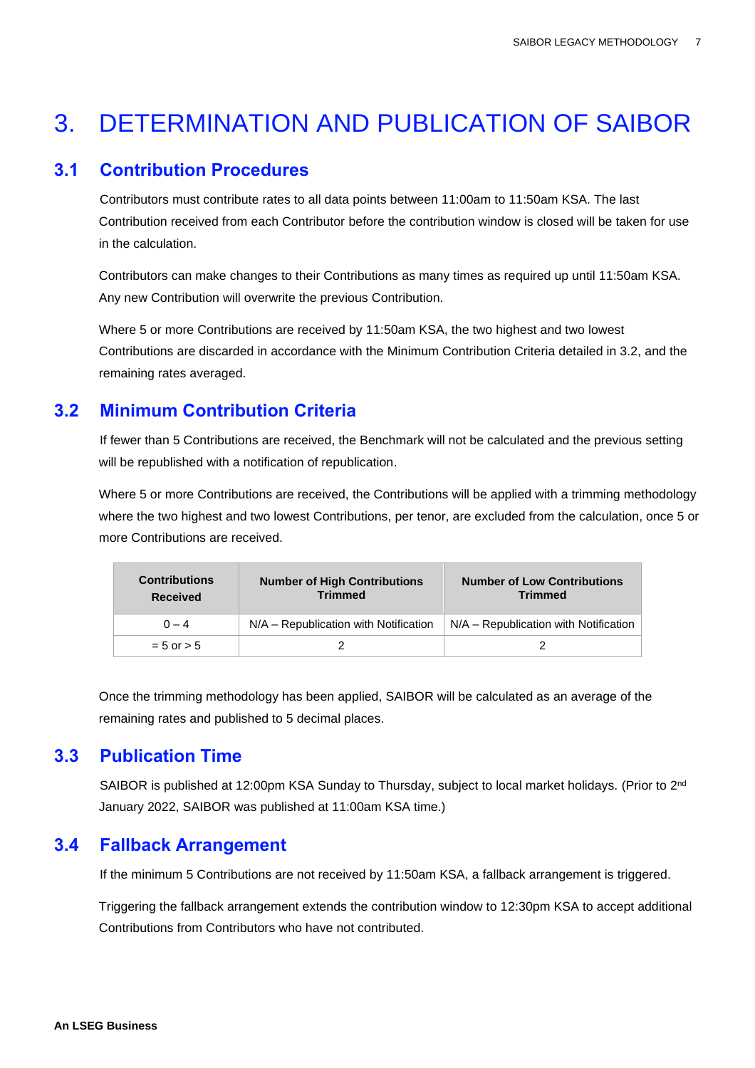# 3. DETERMINATION AND PUBLICATION OF SAIBOR

## 3.1 Contribution Procedures

Contributors must contribute rates to all data points between 11:00am to 11:50am KSA. The last Contribution received from each Contributor before the contribution window is closed will be taken for use in the calculation.

Contributors can make changes to their Contributions as many times as required up until 11:50am KSA. Any new Contribution will overwrite the previous Contribution.

Where 5 or more Contributions are received by 11:50am KSA, the two highest and two lowest Contributions are discarded in accordance with the Minimum Contribution Criteria detailed in 3.2, and the remaining rates averaged.

## 3.2 Minimum Contribution Criteria

If fewer than 5 Contributions are received, the Benchmark will not be calculated and the previous setting will be republished with a notification of republication.

Where 5 or more Contributions are received, the Contributions will be applied with a trimming methodology where the two highest and two lowest Contributions, per tenor, are excluded from the calculation, once 5 or more Contributions are received.

| Contributions Received | Number of High Contributions Trimmed | Number of Low Contributions Trimmed |
|---|---|---|
| 0 – 4 | N/A – Republication with Notification | N/A – Republication with Notification |
| = 5 or > 5 | 2 | 2 |

Once the trimming methodology has been applied, SAIBOR will be calculated as an average of the remaining rates and published to 5 decimal places.

## 3.3 Publication Time

SAIBOR is published at 12:00pm KSA Sunday to Thursday, subject to local market holidays. (Prior to 2nd January 2022, SAIBOR was published at 11:00am KSA time.)

## 3.4 Fallback Arrangement

If the minimum 5 Contributions are not received by 11:50am KSA, a fallback arrangement is triggered.

Triggering the fallback arrangement extends the contribution window to 12:30pm KSA to accept additional Contributions from Contributors who have not contributed.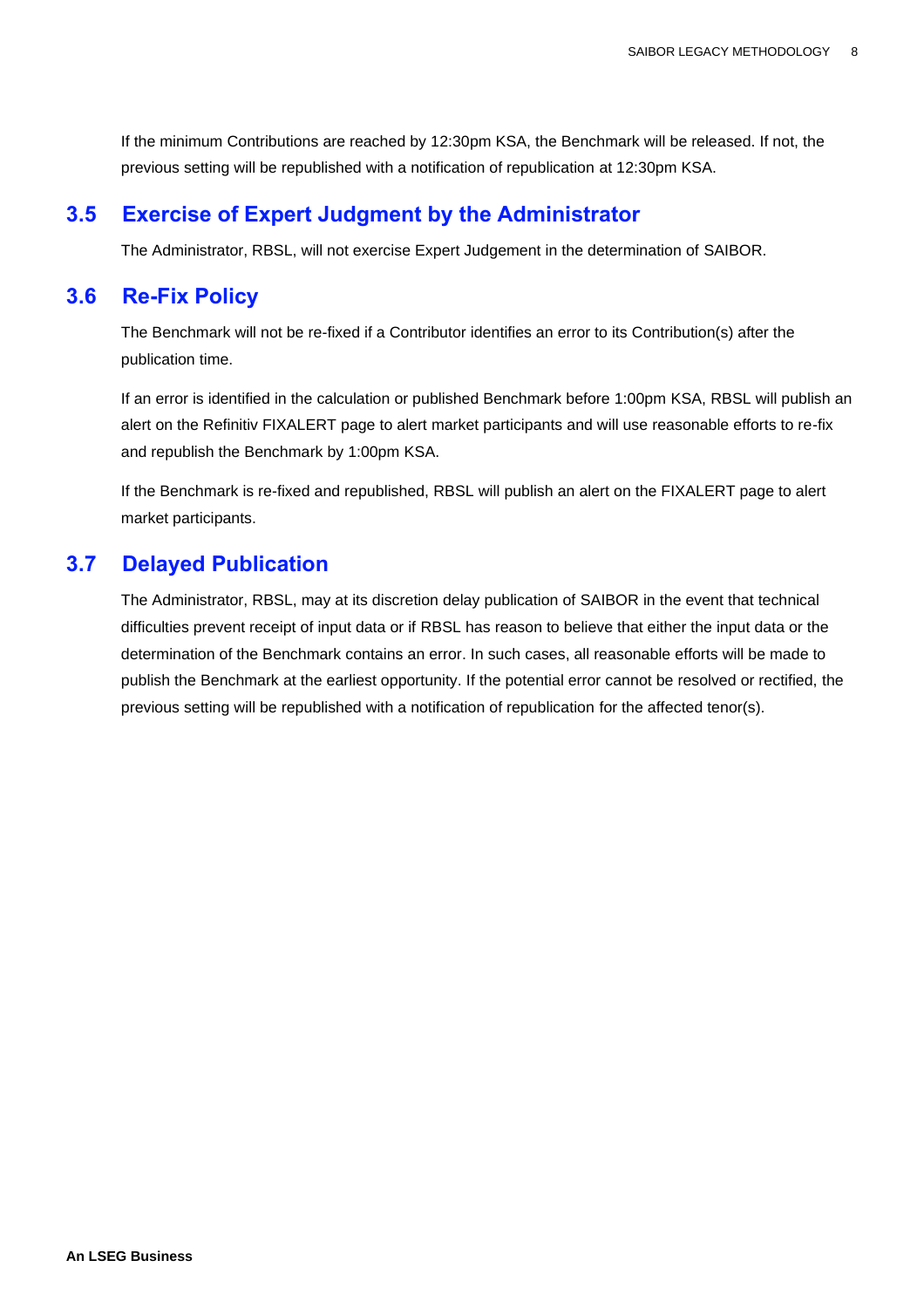If the minimum Contributions are reached by 12:30pm KSA, the Benchmark will be released. If not, the previous setting will be republished with a notification of republication at 12:30pm KSA.

## 3.5 Exercise of Expert Judgment by the Administrator

The Administrator, RBSL, will not exercise Expert Judgement in the determination of SAIBOR.

## 3.6 Re-Fix Policy

The Benchmark will not be re-fixed if a Contributor identifies an error to its Contribution(s) after the publication time.

If an error is identified in the calculation or published Benchmark before 1:00pm KSA, RBSL will publish an alert on the Refinitiv FIXALERT page to alert market participants and will use reasonable efforts to re-fix and republish the Benchmark by 1:00pm KSA.

If the Benchmark is re-fixed and republished, RBSL will publish an alert on the FIXALERT page to alert market participants.

## 3.7 Delayed Publication

The Administrator, RBSL, may at its discretion delay publication of SAIBOR in the event that technical difficulties prevent receipt of input data or if RBSL has reason to believe that either the input data or the determination of the Benchmark contains an error. In such cases, all reasonable efforts will be made to publish the Benchmark at the earliest opportunity. If the potential error cannot be resolved or rectified, the previous setting will be republished with a notification of republication for the affected tenor(s).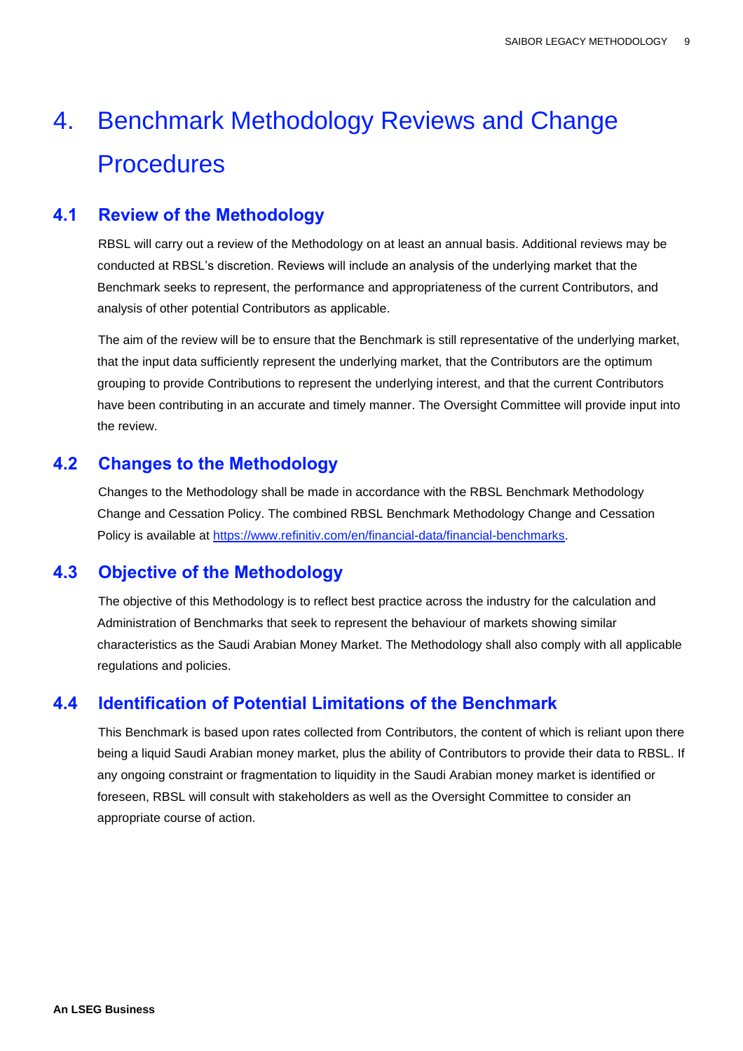# 4. Benchmark Methodology Reviews and Change Procedures

## 4.1 Review of the Methodology

RBSL will carry out a review of the Methodology on at least an annual basis. Additional reviews may be conducted at RBSL's discretion. Reviews will include an analysis of the underlying market that the Benchmark seeks to represent, the performance and appropriateness of the current Contributors, and analysis of other potential Contributors as applicable.

The aim of the review will be to ensure that the Benchmark is still representative of the underlying market, that the input data sufficiently represent the underlying market, that the Contributors are the optimum grouping to provide Contributions to represent the underlying interest, and that the current Contributors have been contributing in an accurate and timely manner. The Oversight Committee will provide input into the review.

## 4.2 Changes to the Methodology

Changes to the Methodology shall be made in accordance with the RBSL Benchmark Methodology Change and Cessation Policy. The combined RBSL Benchmark Methodology Change and Cessation Policy is available at [https://www.refinitiv.com/en/financial-data/financial-benchmarks](https://www.refinitiv.com/en/financial-data/financial-benchmarks).

## 4.3 Objective of the Methodology

The objective of this Methodology is to reflect best practice across the industry for the calculation and Administration of Benchmarks that seek to represent the behaviour of markets showing similar characteristics as the Saudi Arabian Money Market. The Methodology shall also comply with all applicable regulations and policies.

## 4.4 Identification of Potential Limitations of the Benchmark

This Benchmark is based upon rates collected from Contributors, the content of which is reliant upon there being a liquid Saudi Arabian money market, plus the ability of Contributors to provide their data to RBSL. If any ongoing constraint or fragmentation to liquidity in the Saudi Arabian money market is identified or foreseen, RBSL will consult with stakeholders as well as the Oversight Committee to consider an appropriate course of action.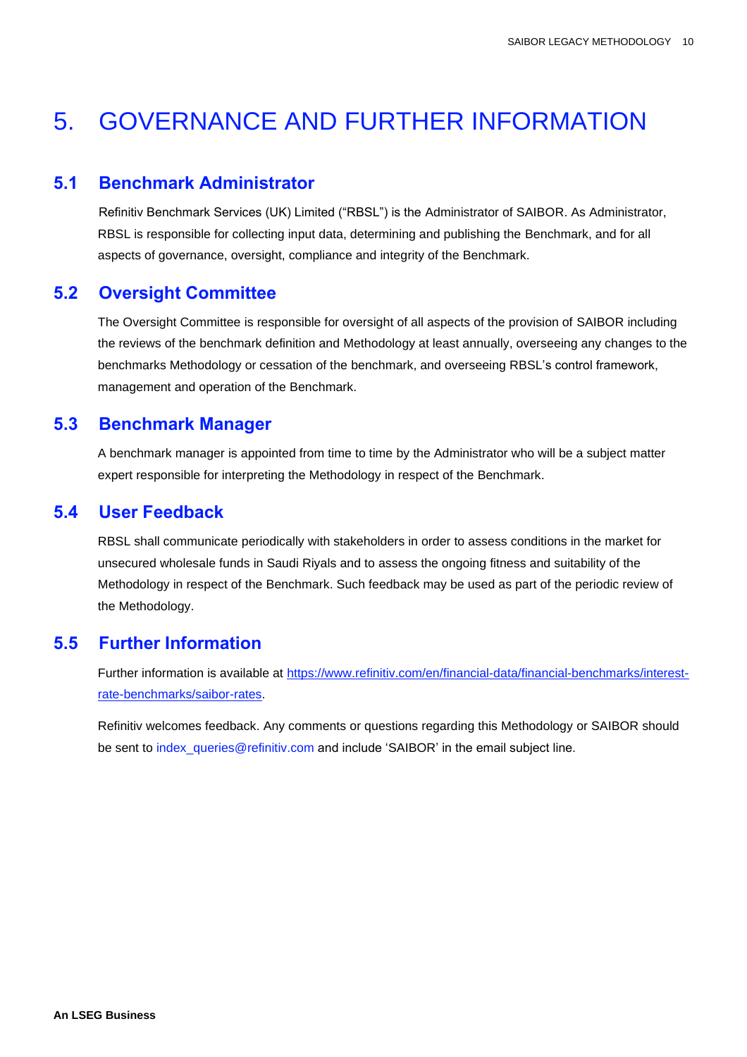# 5. GOVERNANCE AND FURTHER INFORMATION

## 5.1 Benchmark Administrator

Refinitiv Benchmark Services (UK) Limited ("RBSL") is the Administrator of SAIBOR. As Administrator, RBSL is responsible for collecting input data, determining and publishing the Benchmark, and for all aspects of governance, oversight, compliance and integrity of the Benchmark.

## 5.2 Oversight Committee

The Oversight Committee is responsible for oversight of all aspects of the provision of SAIBOR including the reviews of the benchmark definition and Methodology at least annually, overseeing any changes to the benchmarks Methodology or cessation of the benchmark, and overseeing RBSL's control framework, management and operation of the Benchmark.

## 5.3 Benchmark Manager

A benchmark manager is appointed from time to time by the Administrator who will be a subject matter expert responsible for interpreting the Methodology in respect of the Benchmark.

## 5.4 User Feedback

RBSL shall communicate periodically with stakeholders in order to assess conditions in the market for unsecured wholesale funds in Saudi Riyals and to assess the ongoing fitness and suitability of the Methodology in respect of the Benchmark. Such feedback may be used as part of the periodic review of the Methodology.

## 5.5 Further Information

Further information is available at https://www.refinitiv.com/en/financial-data/financial-benchmarks/interest-rate-benchmarks/saibor-rates.

Refinitiv welcomes feedback. Any comments or questions regarding this Methodology or SAIBOR should be sent to index_queries@refinitiv.com and include 'SAIBOR' in the email subject line.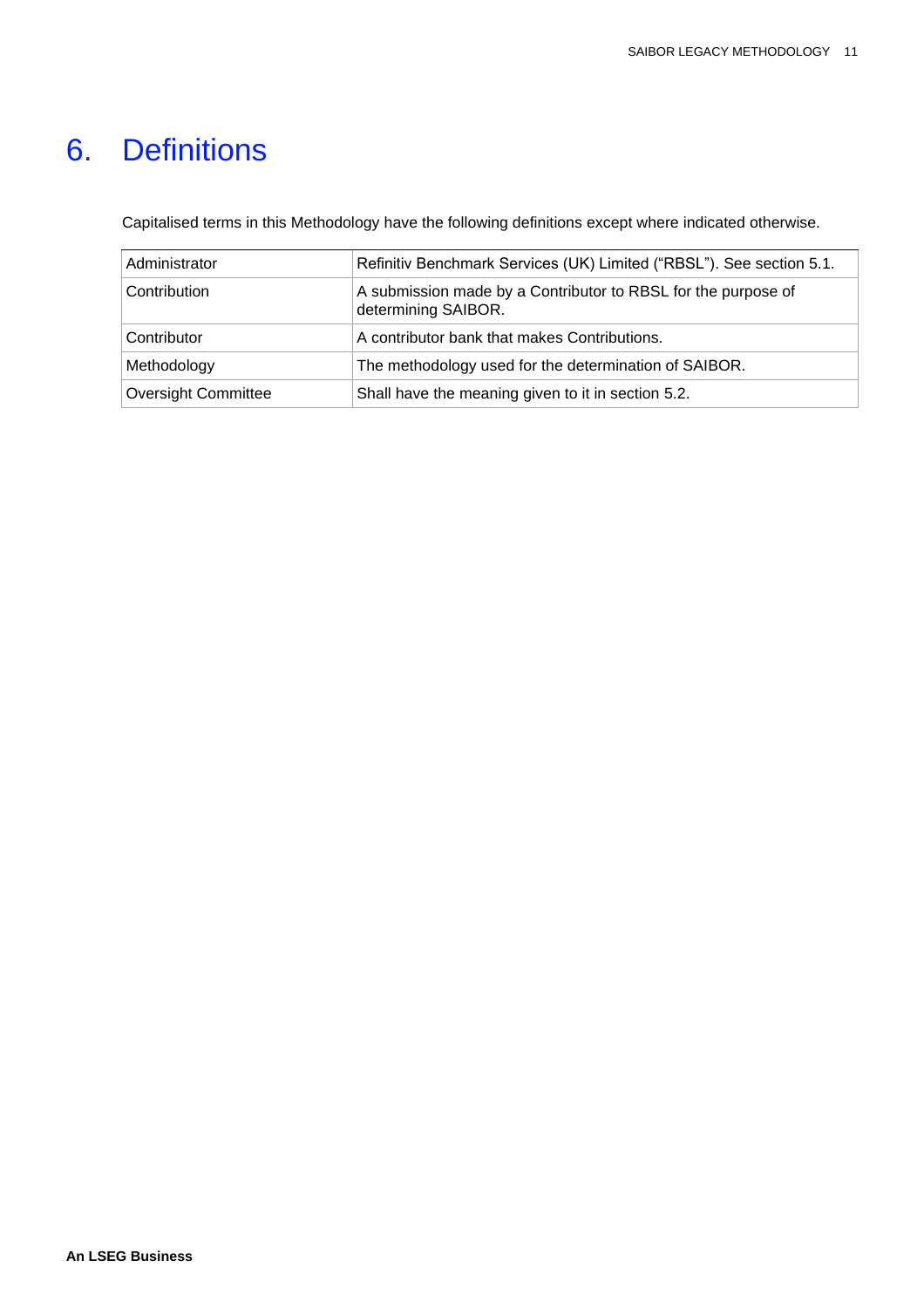# 6. Definitions

Capitalised terms in this Methodology have the following definitions except where indicated otherwise.

| | |
|---|---|
| Administrator | Refinitiv Benchmark Services (UK) Limited (“RBSL”). See section 5.1. |
| Contribution | A submission made by a Contributor to RBSL for the purpose of determining SAIBOR. |
| Contributor | A contributor bank that makes Contributions. |
| Methodology | The methodology used for the determination of SAIBOR. |
| Oversight Committee | Shall have the meaning given to it in section 5.2. |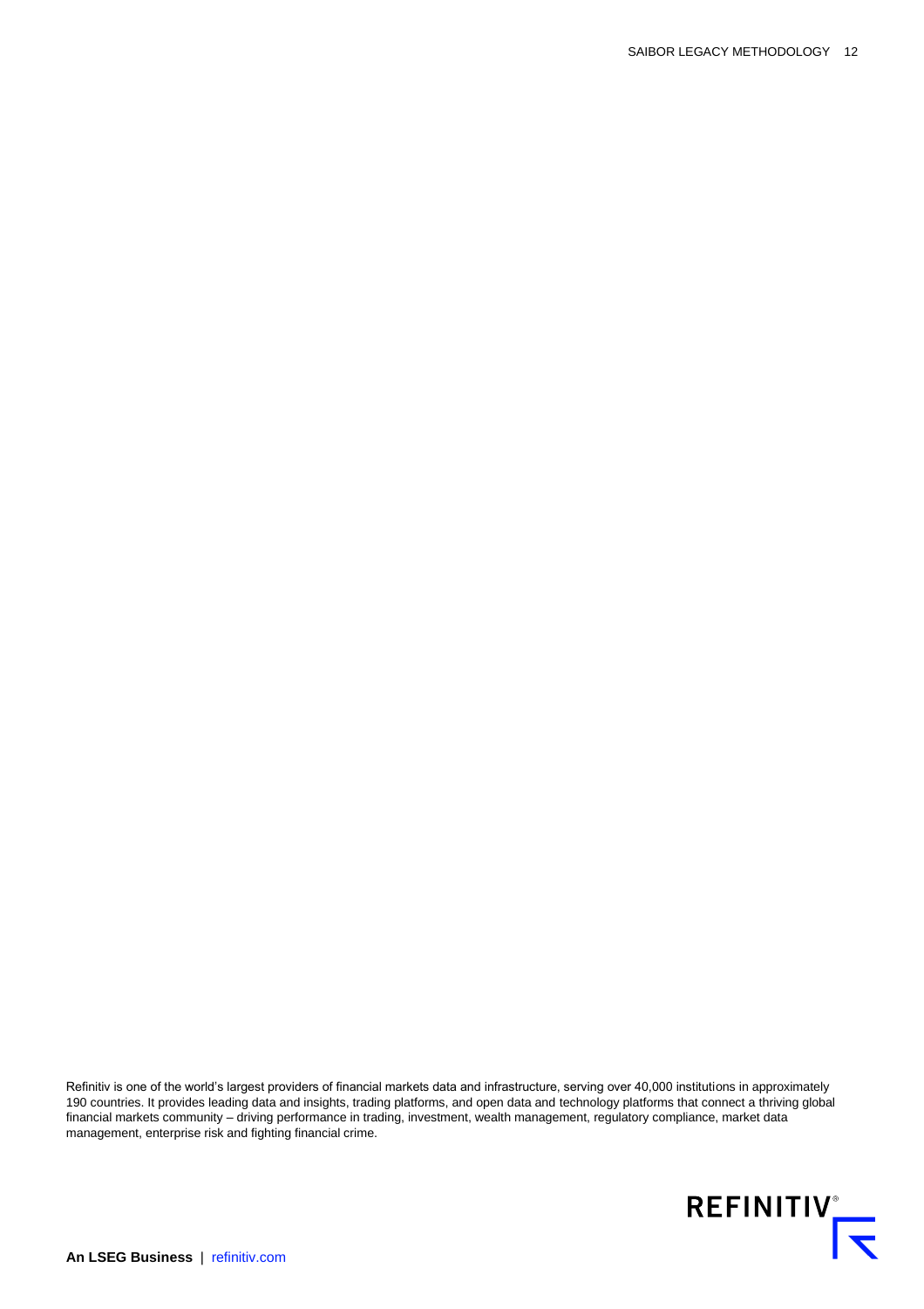Refinitiv is one of the world's largest providers of financial markets data and infrastructure, serving over 40,000 institutions in approximately 190 countries. It provides leading data and insights, trading platforms, and open data and technology platforms that connect a thriving global financial markets community – driving performance in trading, investment, wealth management, regulatory compliance, market data management, enterprise risk and fighting financial crime.

REFINITIV®

**An LSEG Business** | refinitiv.com